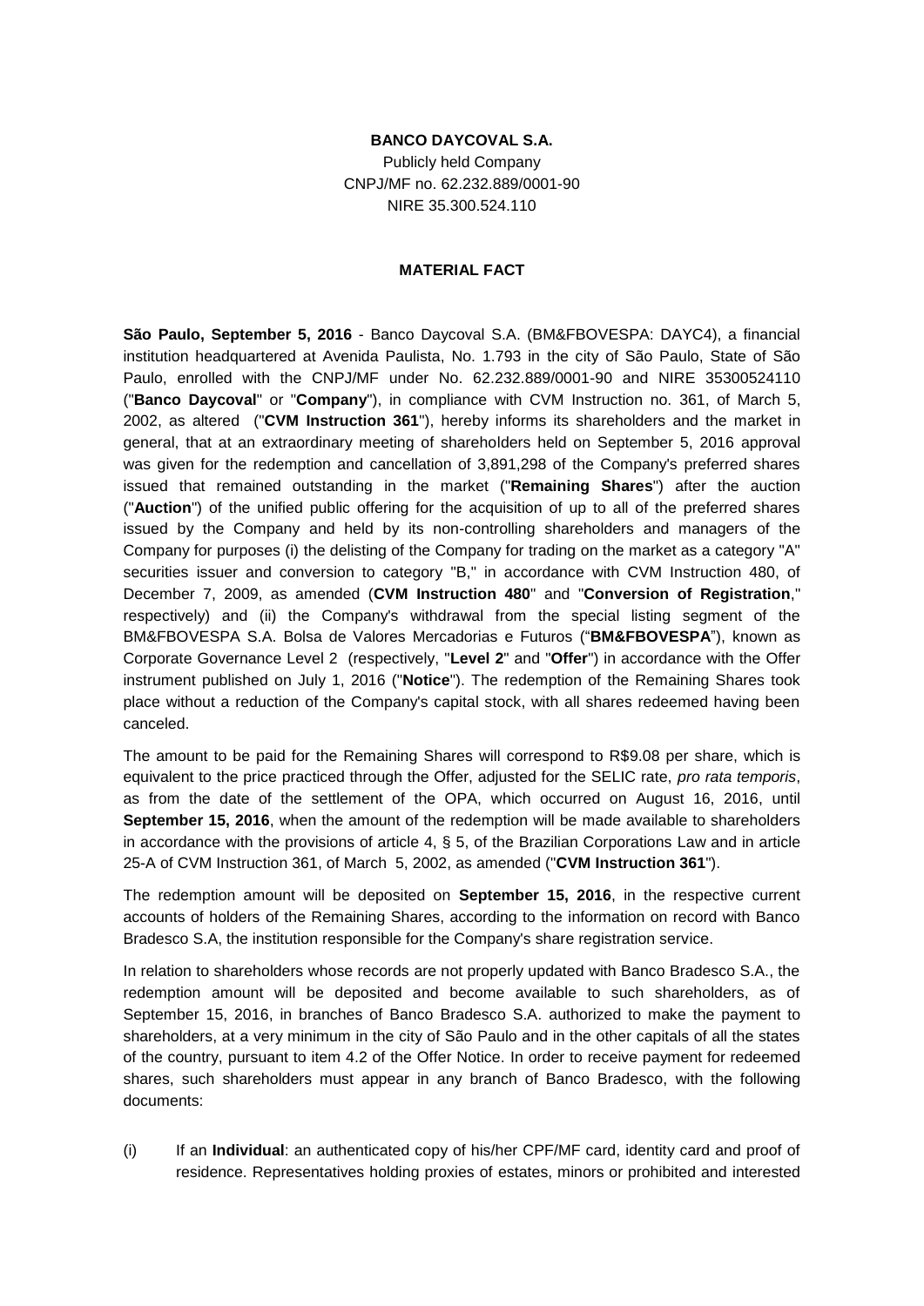**BANCO DAYCOVAL S.A.**

Publicly held Company

CNPJ/MF no. 62.232.889/0001-90

NIRE 35.300.524.110

**MATERIAL FACT**

**São Paulo, September 5, 2016** - Banco Daycoval S.A. (BM&FBOVESPA: DAYC4), a financial institution headquartered at Avenida Paulista, No. 1.793 in the city of São Paulo, State of São Paulo, enrolled with the CNPJ/MF under No. 62.232.889/0001-90 and NIRE 35300524110 ("**Banco Daycoval**" or "**Company**"), in compliance with CVM Instruction no. 361, of March 5, 2002, as altered ("**CVM Instruction 361**"), hereby informs its shareholders and the market in general, that at an extraordinary meeting of shareholders held on September 5, 2016 approval was given for the redemption and cancellation of 3,891,298 of the Company's preferred shares issued that remained outstanding in the market ("**Remaining Shares**") after the auction ("**Auction**") of the unified public offering for the acquisition of up to all of the preferred shares issued by the Company and held by its non-controlling shareholders and managers of the Company for purposes (i) the delisting of the Company for trading on the market as a category "A" securities issuer and conversion to category "B," in accordance with CVM Instruction 480, of December 7, 2009, as amended (**CVM Instruction 480**" and "**Conversion of Registration**," respectively) and (ii) the Company's withdrawal from the special listing segment of the BM&FBOVESPA S.A. Bolsa de Valores Mercadorias e Futuros ("**BM&FBOVESPA**"), known as Corporate Governance Level 2 (respectively, "**Level 2**" and "**Offer**") in accordance with the Offer instrument published on July 1, 2016 ("**Notice**"). The redemption of the Remaining Shares took place without a reduction of the Company's capital stock, with all shares redeemed having been canceled.

The amount to be paid for the Remaining Shares will correspond to R$9.08 per share, which is equivalent to the price practiced through the Offer, adjusted for the SELIC rate, *pro rata temporis*, as from the date of the settlement of the OPA, which occurred on August 16, 2016, until **September 15, 2016**, when the amount of the redemption will be made available to shareholders in accordance with the provisions of article 4, § 5, of the Brazilian Corporations Law and in article 25-A of CVM Instruction 361, of March 5, 2002, as amended ("**CVM Instruction 361**").

The redemption amount will be deposited on **September 15, 2016**, in the respective current accounts of holders of the Remaining Shares, according to the information on record with Banco Bradesco S.A, the institution responsible for the Company's share registration service.

In relation to shareholders whose records are not properly updated with Banco Bradesco S.A., the redemption amount will be deposited and become available to such shareholders, as of September 15, 2016, in branches of Banco Bradesco S.A. authorized to make the payment to shareholders, at a very minimum in the city of São Paulo and in the other capitals of all the states of the country, pursuant to item 4.2 of the Offer Notice. In order to receive payment for redeemed shares, such shareholders must appear in any branch of Banco Bradesco, with the following documents:

(i) If an **Individual**: an authenticated copy of his/her CPF/MF card, identity card and proof of residence. Representatives holding proxies of estates, minors or prohibited and interested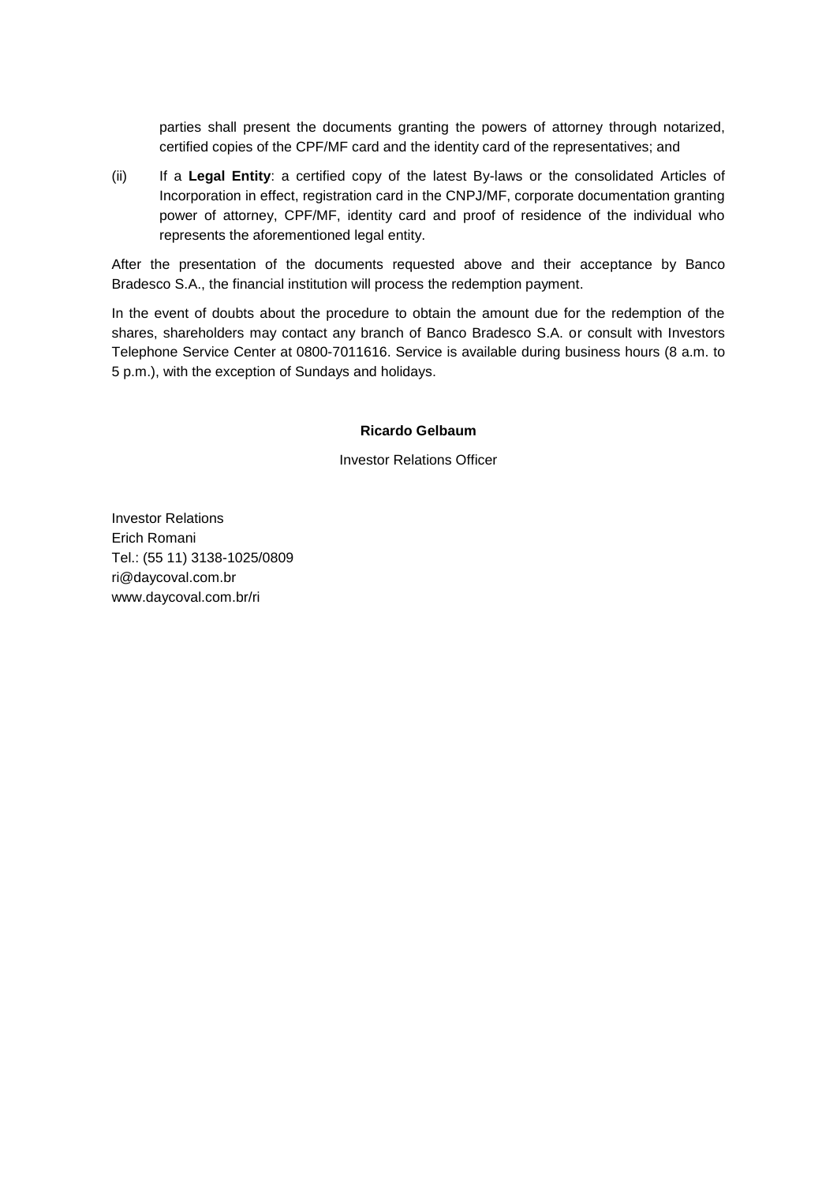parties shall present the documents granting the powers of attorney through notarized, certified copies of the CPF/MF card and the identity card of the representatives; and

(ii) If a **Legal Entity**: a certified copy of the latest By-laws or the consolidated Articles of Incorporation in effect, registration card in the CNPJ/MF, corporate documentation granting power of attorney, CPF/MF, identity card and proof of residence of the individual who represents the aforementioned legal entity.

After the presentation of the documents requested above and their acceptance by Banco Bradesco S.A., the financial institution will process the redemption payment.

In the event of doubts about the procedure to obtain the amount due for the redemption of the shares, shareholders may contact any branch of Banco Bradesco S.A. or consult with Investors Telephone Service Center at 0800-7011616. Service is available during business hours (8 a.m. to 5 p.m.), with the exception of Sundays and holidays.

**Ricardo Gelbaum**

Investor Relations Officer

Investor Relations
Erich Romani
Tel.: (55 11) 3138-1025/0809
ri@daycoval.com.br
www.daycoval.com.br/ri